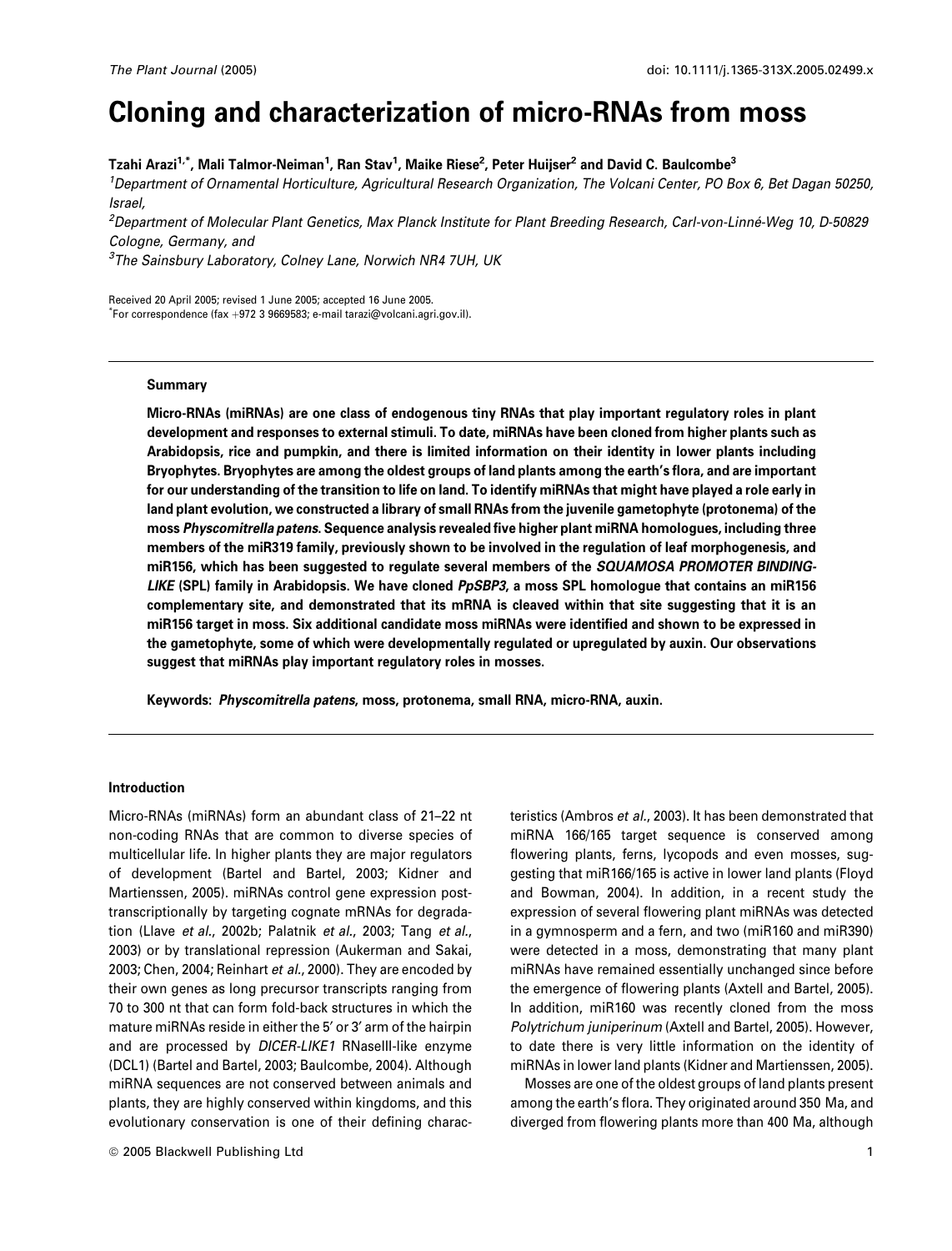# Cloning and characterization of micro-RNAs from moss

**Tzahi Arazi[1,*], Mali Talmor-Neiman[1], Ran Stav[1], Maike Riese[2], Peter Huijser[2] and David C. Baulcombe[3]**

[1]Department of Ornamental Horticulture, Agricultural Research Organization, The Volcani Center, PO Box 6, Bet Dagan 50250, Israel,

[2]Department of Molecular Plant Genetics, Max Planck Institute for Plant Breeding Research, Carl-von-Linné-Weg 10, D-50829 Cologne, Germany, and

[3]The Sainsbury Laboratory, Colney Lane, Norwich NR4 7UH, UK

Received 20 April 2005; revised 1 June 2005; accepted 16 June 2005.
*For correspondence (fax +972 3 9669583; e-mail tarazi@volcani.agri.gov.il).

## Summary

**Micro-RNAs (miRNAs) are one class of endogenous tiny RNAs that play important regulatory roles in plant development and responses to external stimuli. To date, miRNAs have been cloned from higher plants such as Arabidopsis, rice and pumpkin, and there is limited information on their identity in lower plants including Bryophytes. Bryophytes are among the oldest groups of land plants among the earth's flora, and are important for our understanding of the transition to life on land. To identify miRNAs that might have played a role early in land plant evolution, we constructed a library of small RNAs from the juvenile gametophyte (protonema) of the moss *Physcomitrella patens*. Sequence analysis revealed five higher plant miRNA homologues, including three members of the miR319 family, previously shown to be involved in the regulation of leaf morphogenesis, and miR156, which has been suggested to regulate several members of the *SQUAMOSA PROMOTER BINDING-LIKE* (SPL) family in Arabidopsis. We have cloned *PpSBP3*, a moss SPL homologue that contains an miR156 complementary site, and demonstrated that its mRNA is cleaved within that site suggesting that it is an miR156 target in moss. Six additional candidate moss miRNAs were identified and shown to be expressed in the gametophyte, some of which were developmentally regulated or upregulated by auxin. Our observations suggest that miRNAs play important regulatory roles in mosses.**

**Keywords:** ***Physcomitrella patens*, moss, protonema, small RNA, micro-RNA, auxin.**

## Introduction

Micro-RNAs (miRNAs) form an abundant class of 21–22 nt non-coding RNAs that are common to diverse species of multicellular life. In higher plants they are major regulators of development (Bartel and Bartel, 2003; Kidner and Martienssen, 2005). miRNAs control gene expression post-transcriptionally by targeting cognate mRNAs for degradation (Llave *et al.*, 2002b; Palatnik *et al.*, 2003; Tang *et al.*, 2003) or by translational repression (Aukerman and Sakai, 2003; Chen, 2004; Reinhart *et al.*, 2000). They are encoded by their own genes as long precursor transcripts ranging from 70 to 300 nt that can form fold-back structures in which the mature miRNAs reside in either the 5′ or 3′ arm of the hairpin and are processed by *DICER-LIKE1* RNaseIII-like enzyme (DCL1) (Bartel and Bartel, 2003; Baulcombe, 2004). Although miRNA sequences are not conserved between animals and plants, they are highly conserved within kingdoms, and this evolutionary conservation is one of their defining characteristics (Ambros *et al.*, 2003). It has been demonstrated that miRNA 166/165 target sequence is conserved among flowering plants, ferns, lycopods and even mosses, suggesting that miR166/165 is active in lower land plants (Floyd and Bowman, 2004). In addition, in a recent study the expression of several flowering plant miRNAs was detected in a gymnosperm and a fern, and two (miR160 and miR390) were detected in a moss, demonstrating that many plant miRNAs have remained essentially unchanged since before the emergence of flowering plants (Axtell and Bartel, 2005). In addition, miR160 was recently cloned from the moss *Polytrichum juniperinum* (Axtell and Bartel, 2005). However, to date there is very little information on the identity of miRNAs in lower land plants (Kidner and Martienssen, 2005).

Mosses are one of the oldest groups of land plants present among the earth's flora. They originated around 350 Ma, and diverged from flowering plants more than 400 Ma, although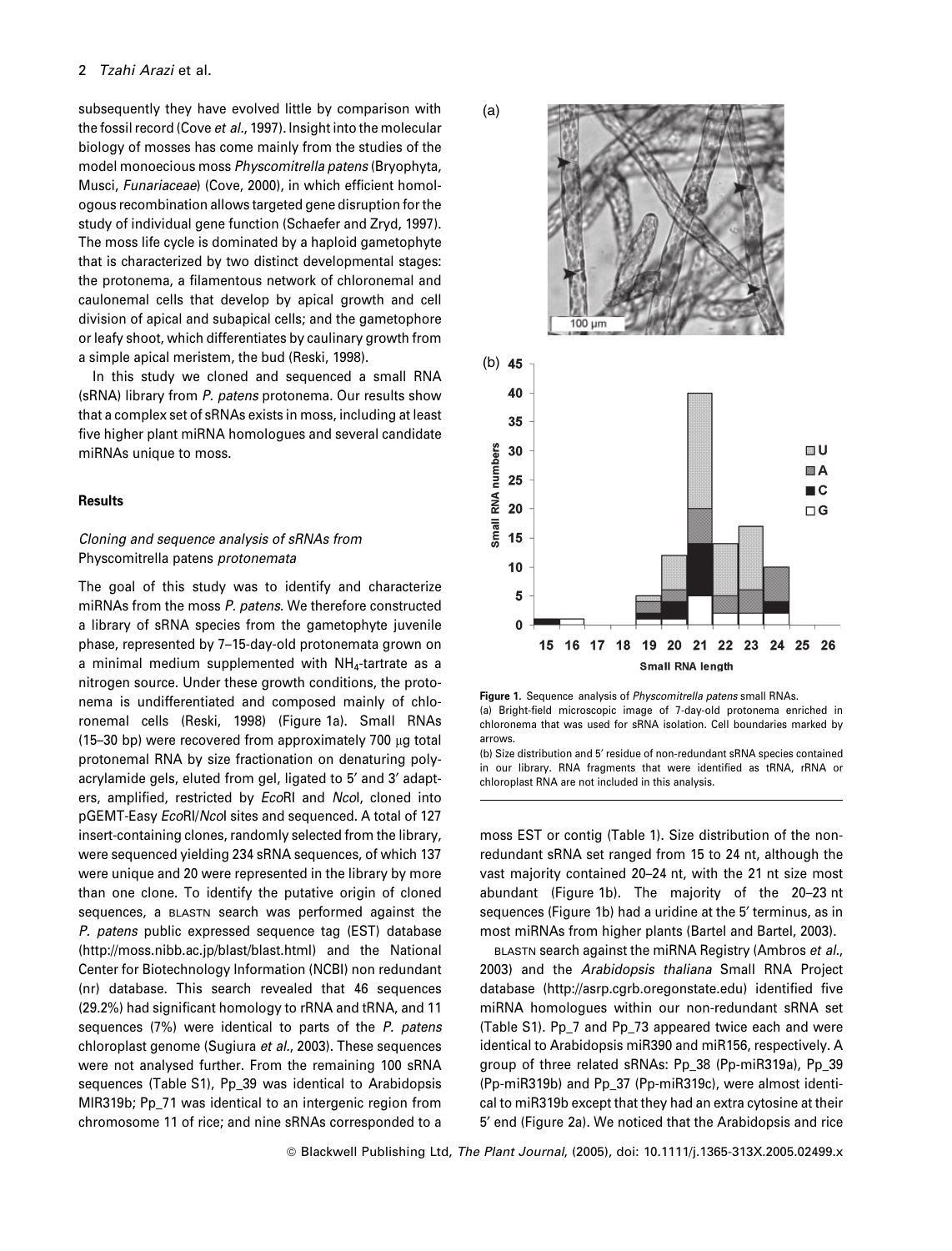subsequently they have evolved little by comparison with the fossil record (Cove *et al*., 1997). Insight into the molecular biology of mosses has come mainly from the studies of the model monoecious moss *Physcomitrella patens* (Bryophyta, Musci, *Funariaceae*) (Cove, 2000), in which efficient homologous recombination allows targeted gene disruption for the study of individual gene function (Schaefer and Zryd, 1997). The moss life cycle is dominated by a haploid gametophyte that is characterized by two distinct developmental stages: the protonema, a filamentous network of chloronemal and caulonemal cells that develop by apical growth and cell division of apical and subapical cells; and the gametophore or leafy shoot, which differentiates by caulinary growth from a simple apical meristem, the bud (Reski, 1998).

In this study we cloned and sequenced a small RNA (sRNA) library from *P. patens* protonema. Our results show that a complex set of sRNAs exists in moss, including at least five higher plant miRNA homologues and several candidate miRNAs unique to moss.

## Results

### *Cloning and sequence analysis of sRNAs from* Physcomitrella patens *protonemata*

The goal of this study was to identify and characterize miRNAs from the moss *P. patens*. We therefore constructed a library of sRNA species from the gametophyte juvenile phase, represented by 7–15-day-old protonemata grown on a minimal medium supplemented with $NH_4$-tartrate as a nitrogen source. Under these growth conditions, the protonema is undifferentiated and composed mainly of chloronemal cells (Reski, 1998) (Figure 1a). Small RNAs (15–30 bp) were recovered from approximately 700 μg total protonemal RNA by size fractionation on denaturing polyacrylamide gels, eluted from gel, ligated to 5′ and 3′ adapters, amplified, restricted by *Eco*RI and *Nco*I, cloned into pGEMT-Easy *Eco*RI/*Nco*I sites and sequenced. A total of 127 insert-containing clones, randomly selected from the library, were sequenced yielding 234 sRNA sequences, of which 137 were unique and 20 were represented in the library by more than one clone. To identify the putative origin of cloned sequences, a BLASTN search was performed against the *P. patens* public expressed sequence tag (EST) database (http://moss.nibb.ac.jp/blast/blast.html) and the National Center for Biotechnology Information (NCBI) non redundant (nr) database. This search revealed that 46 sequences (29.2%) had significant homology to rRNA and tRNA, and 11 sequences (7%) were identical to parts of the *P. patens* chloroplast genome (Sugiura *et al*., 2003). These sequences were not analysed further. From the remaining 100 sRNA sequences (Table S1), Pp_39 was identical to Arabidopsis MIR319b; Pp_71 was identical to an intergenic region from chromosome 11 of rice; and nine sRNAs corresponded to a moss EST or contig (Table 1). Size distribution of the non-redundant sRNA set ranged from 15 to 24 nt, although the vast majority contained 20–24 nt, with the 21 nt size most abundant (Figure 1b). The majority of the 20–23 nt sequences (Figure 1b) had a uridine at the 5′ terminus, as in most miRNAs from higher plants (Bartel and Bartel, 2003).

BLASTN search against the miRNA Registry (Ambros *et al*., 2003) and the *Arabidopsis thaliana* Small RNA Project database (http://asrp.cgrb.oregonstate.edu) identified five miRNA homologues within our non-redundant sRNA set (Table S1). Pp_7 and Pp_73 appeared twice each and were identical to Arabidopsis miR390 and miR156, respectively. A group of three related sRNAs: Pp_38 (Pp-miR319a), Pp_39 (Pp-miR319b) and Pp_37 (Pp-miR319c), were almost identical to miR319b except that they had an extra cytosine at their 5′ end (Figure 2a). We noticed that the Arabidopsis and rice

**Figure 1.** Sequence analysis of *Physcomitrella patens* small RNAs.
(a) Bright-field microscopic image of 7-day-old protonema enriched in chloronema that was used for sRNA isolation. Cell boundaries marked by arrows.
(b) Size distribution and 5′ residue of non-redundant sRNA species contained in our library. RNA fragments that were identified as tRNA, rRNA or chloroplast RNA are not included in this analysis.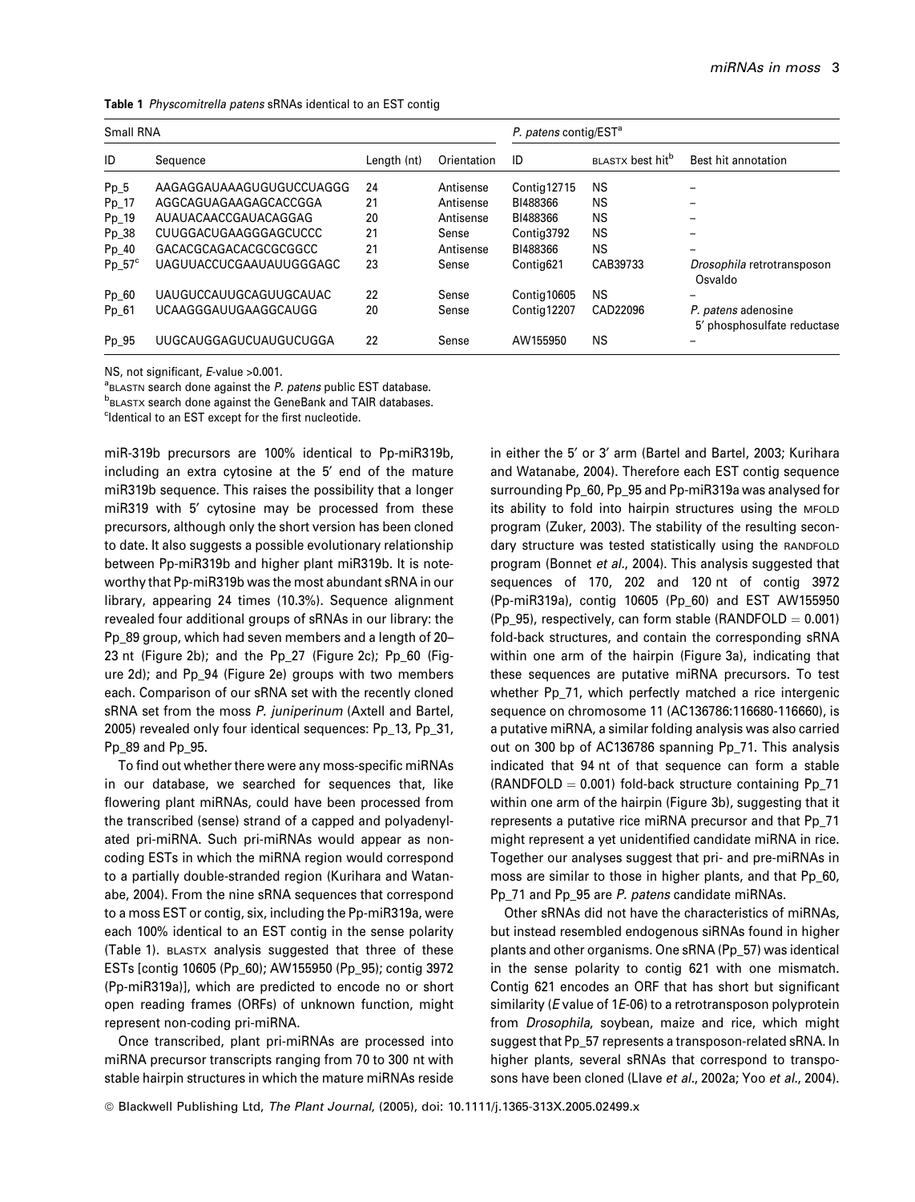**Table 1** *Physcomitrella patens* sRNAs identical to an EST contig

| Small RNA | | | | *P. patens* contig/EST[a] | | |
|---|---|---|---|---|---|---|
| ID | Sequence | Length (nt) | Orientation | ID | BLASTX best hit[b] | Best hit annotation |
| Pp_5 | AAGAGGAUAAAGUGUGUCCUAGGG | 24 | Antisense | Contig12715 | NS | – |
| Pp_17 | AGGCAGUAGAAGAGCACCGGA | 21 | Antisense | BI488366 | NS | – |
| Pp_19 | AUAUACAACCGAUACAGGAG | 20 | Antisense | BI488366 | NS | – |
| Pp_38 | CUUGGACUGAAGGGAGCUCCC | 21 | Sense | Contig3792 | NS | – |
| Pp_40 | GACACGCAGACACGCGCGGCC | 21 | Antisense | BI488366 | NS | – |
| Pp_57[c] | UAGUUACCUCGAAUAUUGGGAGC | 23 | Sense | Contig621 | CAB39733 | *Drosophila* retrotransposon Osvaldo |
| Pp_60 | UAUGUCCAUUGCAGUUGCAUAC | 22 | Sense | Contig10605 | NS | – |
| Pp_61 | UCAAGGGAUUGAAGGCAUGG | 20 | Sense | Contig12207 | CAD22096 | *P. patens* adenosine 5′ phosphosulfate reductase |
| Pp_95 | UUGCAUGGAGUCUAUGUCUGGA | 22 | Sense | AW155950 | NS | – |

NS, not significant, *E*-value >0.001.
[a]BLASTN search done against the *P. patens* public EST database.
[b]BLASTX search done against the GeneBank and TAIR databases.
[c]Identical to an EST except for the first nucleotide.

miR-319b precursors are 100% identical to Pp-miR319b, including an extra cytosine at the 5′ end of the mature miR319b sequence. This raises the possibility that a longer miR319 with 5′ cytosine may be processed from these precursors, although only the short version has been cloned to date. It also suggests a possible evolutionary relationship between Pp-miR319b and higher plant miR319b. It is noteworthy that Pp-miR319b was the most abundant sRNA in our library, appearing 24 times (10.3%). Sequence alignment revealed four additional groups of sRNAs in our library: the Pp_89 group, which had seven members and a length of 20–23 nt (Figure 2b); and the Pp_27 (Figure 2c); Pp_60 (Figure 2d); and Pp_94 (Figure 2e) groups with two members each. Comparison of our sRNA set with the recently cloned sRNA set from the moss *P. juniperinum* (Axtell and Bartel, 2005) revealed only four identical sequences: Pp_13, Pp_31, Pp_89 and Pp_95.

To find out whether there were any moss-specific miRNAs in our database, we searched for sequences that, like flowering plant miRNAs, could have been processed from the transcribed (sense) strand of a capped and polyadenylated pri-miRNA. Such pri-miRNAs would appear as non-coding ESTs in which the miRNA region would correspond to a partially double-stranded region (Kurihara and Watanabe, 2004). From the nine sRNA sequences that correspond to a moss EST or contig, six, including the Pp-miR319a, were each 100% identical to an EST contig in the sense polarity (Table 1). BLASTX analysis suggested that three of these ESTs [contig 10605 (Pp_60); AW155950 (Pp_95); contig 3972 (Pp-miR319a)], which are predicted to encode no or short open reading frames (ORFs) of unknown function, might represent non-coding pri-miRNA.

Once transcribed, plant pri-miRNAs are processed into miRNA precursor transcripts ranging from 70 to 300 nt with stable hairpin structures in which the mature miRNAs reside in either the 5′ or 3′ arm (Bartel and Bartel, 2003; Kurihara and Watanabe, 2004). Therefore each EST contig sequence surrounding Pp_60, Pp_95 and Pp-miR319a was analysed for its ability to fold into hairpin structures using the MFOLD program (Zuker, 2003). The stability of the resulting secondary structure was tested statistically using the RANDFOLD program (Bonnet *et al.*, 2004). This analysis suggested that sequences of 170, 202 and 120 nt of contig 3972 (Pp-miR319a), contig 10605 (Pp_60) and EST AW155950 (Pp_95), respectively, can form stable (RANDFOLD = 0.001) fold-back structures, and contain the corresponding sRNA within one arm of the hairpin (Figure 3a), indicating that these sequences are putative miRNA precursors. To test whether Pp_71, which perfectly matched a rice intergenic sequence on chromosome 11 (AC136786:116680-116660), is a putative miRNA, a similar folding analysis was also carried out on 300 bp of AC136786 spanning Pp_71. This analysis indicated that 94 nt of that sequence can form a stable (RANDFOLD = 0.001) fold-back structure containing Pp_71 within one arm of the hairpin (Figure 3b), suggesting that it represents a putative rice miRNA precursor and that Pp_71 might represent a yet unidentified candidate miRNA in rice. Together our analyses suggest that pri- and pre-miRNAs in moss are similar to those in higher plants, and that Pp_60, Pp_71 and Pp_95 are *P. patens* candidate miRNAs.

Other sRNAs did not have the characteristics of miRNAs, but instead resembled endogenous siRNAs found in higher plants and other organisms. One sRNA (Pp_57) was identical in the sense polarity to contig 621 with one mismatch. Contig 621 encodes an ORF that has short but significant similarity (*E* value of 1*E*-06) to a retrotransposon polyprotein from *Drosophila*, soybean, maize and rice, which might suggest that Pp_57 represents a transposon-related sRNA. In higher plants, several sRNAs that correspond to transposons have been cloned (Llave *et al.*, 2002a; Yoo *et al.*, 2004).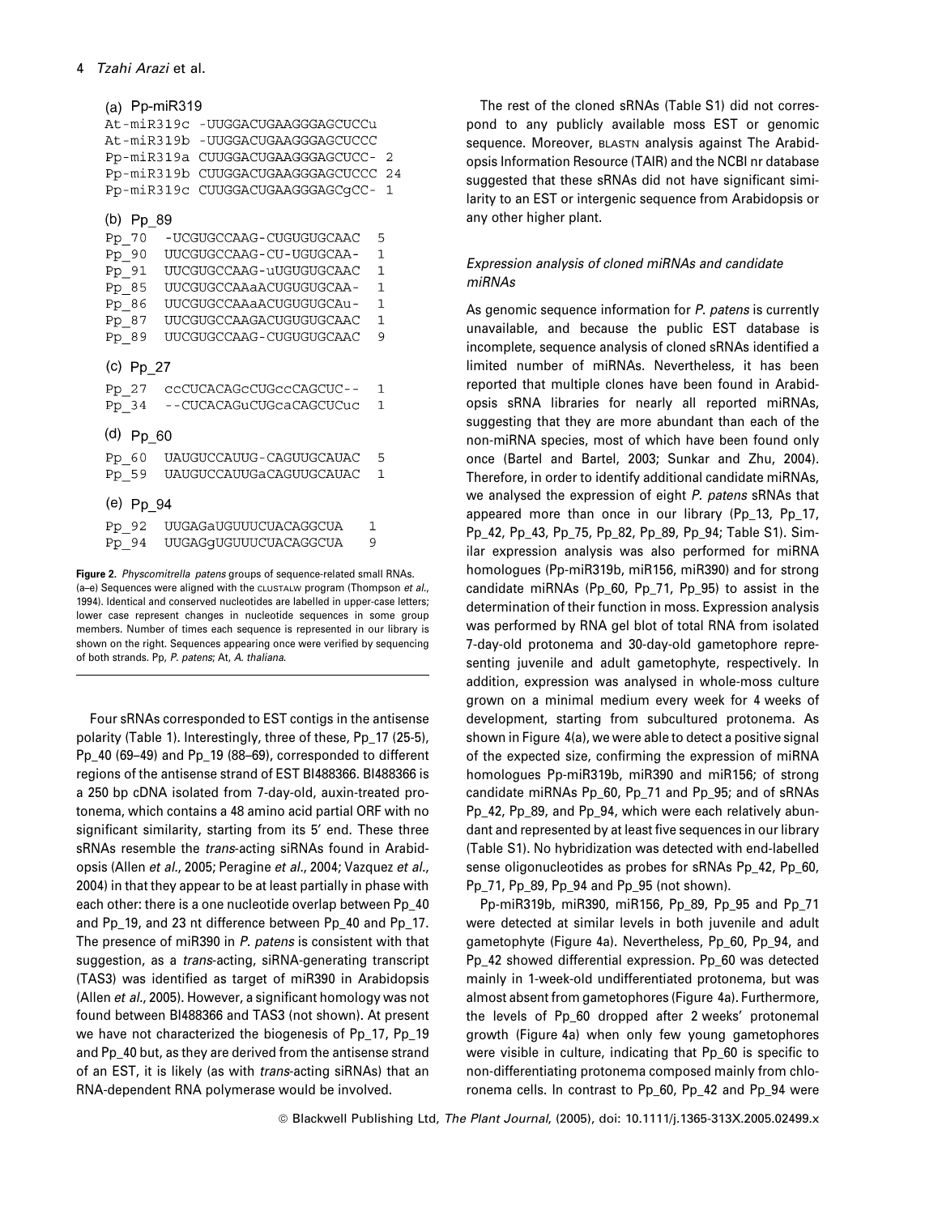(a) Pp-miR319

```
At-miR319c -UUGGACUGAAGGGAGCUCCu
At-miR319b -UUGGACUGAAGGGAGCUCCC
Pp-miR319a CUUGGACUGAAGGGAGCUCC-  2
Pp-miR319b CUUGGACUGAAGGGAGCUCCC 24
Pp-miR319c CUUGGACUGAAGGGAGCgCC-  1
```

(b) Pp_89

```
Pp_70  -UCGUGCCAAG-CUGUGUGCAAC  5
Pp_90  UUCGUGCCAAG-CU-UGUGCAA-  1
Pp_91  UUCGUGCCAAG-uUGUGUGCAAC  1
Pp_85  UUCGUGCCAAaACUGUGUGCAA-  1
Pp_86  UUCGUGCCAAaACUGUGUGCAu-  1
Pp_87  UUCGUGCCAAGACUGUGUGCAAC  1
Pp_89  UUCGUGCCAAG-CUGUGUGCAAC  9
```

(c) Pp_27

```
Pp_27  ccCUCACAGcCUGccCAGCUC--  1
Pp_34  --CUCACAGuCUGcaCAGCUCuc  1
```

(d) Pp_60

```
Pp_60  UAUGUCCAUUG-CAGUUGCAUAC  5
Pp_59  UAUGUCCAUUGaCAGUUGCAUAC  1
```

(e) Pp_94

```
Pp_92  UUGAGaUGUUUCUACAGGCUA   1
Pp_94  UUGAGgUGUUUCUACAGGCUA   9
```

**Figure 2.** *Physcomitrella patens* groups of sequence-related small RNAs. (a–e) Sequences were aligned with the CLUSTALW program (Thompson *et al.*, 1994). Identical and conserved nucleotides are labelled in upper-case letters; lower case represent changes in nucleotide sequences in some group members. Number of times each sequence is represented in our library is shown on the right. Sequences appearing once were verified by sequencing of both strands. Pp, *P. patens*; At, *A. thaliana*.

Four sRNAs corresponded to EST contigs in the antisense polarity (Table 1). Interestingly, three of these, Pp_17 (25-5), Pp_40 (69–49) and Pp_19 (88–69), corresponded to different regions of the antisense strand of EST BI488366. BI488366 is a 250 bp cDNA isolated from 7-day-old, auxin-treated protonema, which contains a 48 amino acid partial ORF with no significant similarity, starting from its 5′ end. These three sRNAs resemble the *trans*-acting siRNAs found in Arabidopsis (Allen *et al.*, 2005; Peragine *et al.*, 2004; Vazquez *et al.*, 2004) in that they appear to be at least partially in phase with each other: there is a one nucleotide overlap between Pp_40 and Pp_19, and 23 nt difference between Pp_40 and Pp_17. The presence of miR390 in *P. patens* is consistent with that suggestion, as a *trans*-acting, siRNA-generating transcript (TAS3) was identified as target of miR390 in Arabidopsis (Allen *et al.*, 2005). However, a significant homology was not found between BI488366 and TAS3 (not shown). At present we have not characterized the biogenesis of Pp_17, Pp_19 and Pp_40 but, as they are derived from the antisense strand of an EST, it is likely (as with *trans*-acting siRNAs) that an RNA-dependent RNA polymerase would be involved.

The rest of the cloned sRNAs (Table S1) did not correspond to any publicly available moss EST or genomic sequence. Moreover, BLASTN analysis against The Arabidopsis Information Resource (TAIR) and the NCBI nr database suggested that these sRNAs did not have significant similarity to an EST or intergenic sequence from Arabidopsis or any other higher plant.

### *Expression analysis of cloned miRNAs and candidate miRNAs*

As genomic sequence information for *P. patens* is currently unavailable, and because the public EST database is incomplete, sequence analysis of cloned sRNAs identified a limited number of miRNAs. Nevertheless, it has been reported that multiple clones have been found in Arabidopsis sRNA libraries for nearly all reported miRNAs, suggesting that they are more abundant than each of the non-miRNA species, most of which have been found only once (Bartel and Bartel, 2003; Sunkar and Zhu, 2004). Therefore, in order to identify additional candidate miRNAs, we analysed the expression of eight *P. patens* sRNAs that appeared more than once in our library (Pp_13, Pp_17, Pp_42, Pp_43, Pp_75, Pp_82, Pp_89, Pp_94; Table S1). Similar expression analysis was also performed for miRNA homologues (Pp-miR319b, miR156, miR390) and for strong candidate miRNAs (Pp_60, Pp_71, Pp_95) to assist in the determination of their function in moss. Expression analysis was performed by RNA gel blot of total RNA from isolated 7-day-old protonema and 30-day-old gametophore representing juvenile and adult gametophyte, respectively. In addition, expression was analysed in whole-moss culture grown on a minimal medium every week for 4 weeks of development, starting from subcultured protonema. As shown in Figure 4(a), we were able to detect a positive signal of the expected size, confirming the expression of miRNA homologues Pp-miR319b, miR390 and miR156; of strong candidate miRNAs Pp_60, Pp_71 and Pp_95; and of sRNAs Pp_42, Pp_89, and Pp_94, which were each relatively abundant and represented by at least five sequences in our library (Table S1). No hybridization was detected with end-labelled sense oligonucleotides as probes for sRNAs Pp_42, Pp_60, Pp_71, Pp_89, Pp_94 and Pp_95 (not shown).

Pp-miR319b, miR390, miR156, Pp_89, Pp_95 and Pp_71 were detected at similar levels in both juvenile and adult gametophyte (Figure 4a). Nevertheless, Pp_60, Pp_94, and Pp_42 showed differential expression. Pp_60 was detected mainly in 1-week-old undifferentiated protonema, but was almost absent from gametophores (Figure 4a). Furthermore, the levels of Pp_60 dropped after 2 weeks' protonemal growth (Figure 4a) when only few young gametophores were visible in culture, indicating that Pp_60 is specific to non-differentiating protonema composed mainly from chloronema cells. In contrast to Pp_60, Pp_42 and Pp_94 were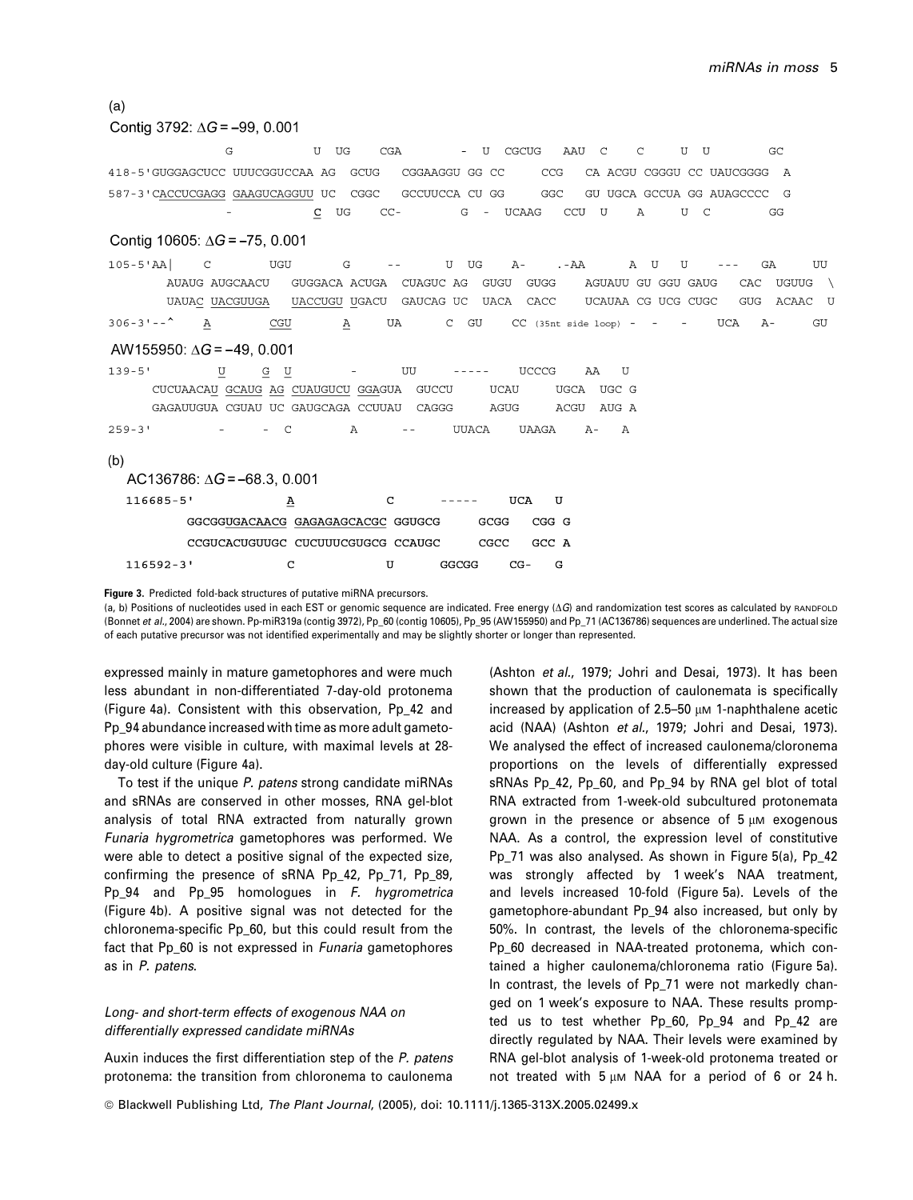(a)

Contig 3792: ΔG = –99, 0.001

```
              G           U  UG     CGA         -  U   CGCUG    AAU  C     C      U  U         GC
418-5'GUGGAGCUCC UUUCGGUCCAA AG  GCUG   CGGAAGGU GG CC      CCG   CA ACGU CGGGU CC UAUCGGGG  A
587-3'CACCUCGAGG GAAGUCAGGUU UC  CGGC   GCCUUCCA CU GG      GGC   GU UGCA GCCUA GG AUAGCCCC  G
              -           C  UG     CC-         G  -  UCAAG    CCU  U     A      U  C         GG
```

Contig 10605: ΔG = –75, 0.001

```
105-5'AA|    C        UGU       G      --      U  UG     A-     .-AA      A  U    U     ---    GA      UU
       AUAUG AUGCAACU    GUGGACA ACUGA  CUAGUC AG  GUGU  GUGG    AGUAUU GU GGU GAUG   CAC  UGUUG  \
       UAUAC UACGUUGA    UACCUGU UGACU  GAUCAG UC  UACA  CACC    UCAUAA CG UCG CUGC   GUG  ACAAC  U
306-3'--^    A        CGU       A      UA      C  GU     CC (35nt side loop) -  -    -     UCA    A-      GU
```

AW155950: ΔG = –49, 0.001

```
139-5'        U     G  U         -       UU      -----     UCCCG     AA    U
     CUCUAACAU GCAUG AG CUAUGUCU GGAGUA  GUCCU      UCAU      UGCA  UGC G
     GAGAUUGUA CGUAU UC GAUGCAGA CCUUAU  CAGGG      AGUG      ACGU  AUG A
259-3'        -     -  C         A       --      UUACA     UAAGA     A-    A
```

(b)

AC136786: ΔG = –68.3, 0.001

```
116685-5'            A            C       -----    UCA   U
        GGCGGUGACAACG GAGAGAGCACGC GGUGCG      GCGG   CGG G
        CCGUCACUGUUGC CUCUUUCGUGCG CCAUGC      CGCC   GCC A
116592-3'            C            U       GGCGG    CG-   G
```

**Figure 3.** Predicted fold-back structures of putative miRNA precursors.
(a, b) Positions of nucleotides used in each EST or genomic sequence are indicated. Free energy (ΔG) and randomization test scores as calculated by RANDFOLD (Bonnet *et al*., 2004) are shown. Pp-miR319a (contig 3972), Pp_60 (contig 10605), Pp_95 (AW155950) and Pp_71 (AC136786) sequences are underlined. The actual size of each putative precursor was not identified experimentally and may be slightly shorter or longer than represented.

expressed mainly in mature gametophores and were much less abundant in non-differentiated 7-day-old protonema (Figure 4a). Consistent with this observation, Pp_42 and Pp_94 abundance increased with time as more adult gametophores were visible in culture, with maximal levels at 28-day-old culture (Figure 4a).

To test if the unique *P. patens* strong candidate miRNAs and sRNAs are conserved in other mosses, RNA gel-blot analysis of total RNA extracted from naturally grown *Funaria hygrometrica* gametophores was performed. We were able to detect a positive signal of the expected size, confirming the presence of sRNA Pp_42, Pp_71, Pp_89, Pp_94 and Pp_95 homologues in *F. hygrometrica* (Figure 4b). A positive signal was not detected for the chloronema-specific Pp_60, but this could result from the fact that Pp_60 is not expressed in *Funaria* gametophores as in *P. patens*.

### *Long- and short-term effects of exogenous NAA on differentially expressed candidate miRNAs*

Auxin induces the first differentiation step of the *P. patens* protonema: the transition from chloronema to caulonema (Ashton *et al*., 1979; Johri and Desai, 1973). It has been shown that the production of caulonemata is specifically increased by application of 2.5–50 μM 1-naphthalene acetic acid (NAA) (Ashton *et al*., 1979; Johri and Desai, 1973). We analysed the effect of increased caulonema/cloronema proportions on the levels of differentially expressed sRNAs Pp_42, Pp_60, and Pp_94 by RNA gel blot of total RNA extracted from 1-week-old subcultured protonemata grown in the presence or absence of 5 μM exogenous NAA. As a control, the expression level of constitutive Pp_71 was also analysed. As shown in Figure 5(a), Pp_42 was strongly affected by 1 week's NAA treatment, and levels increased 10-fold (Figure 5a). Levels of the gametophore-abundant Pp_94 also increased, but only by 50%. In contrast, the levels of the chloronema-specific Pp_60 decreased in NAA-treated protonema, which contained a higher caulonema/chloronema ratio (Figure 5a). In contrast, the levels of Pp_71 were not markedly changed on 1 week's exposure to NAA. These results prompted us to test whether Pp_60, Pp_94 and Pp_42 are directly regulated by NAA. Their levels were examined by RNA gel-blot analysis of 1-week-old protonema treated or not treated with 5 μM NAA for a period of 6 or 24 h.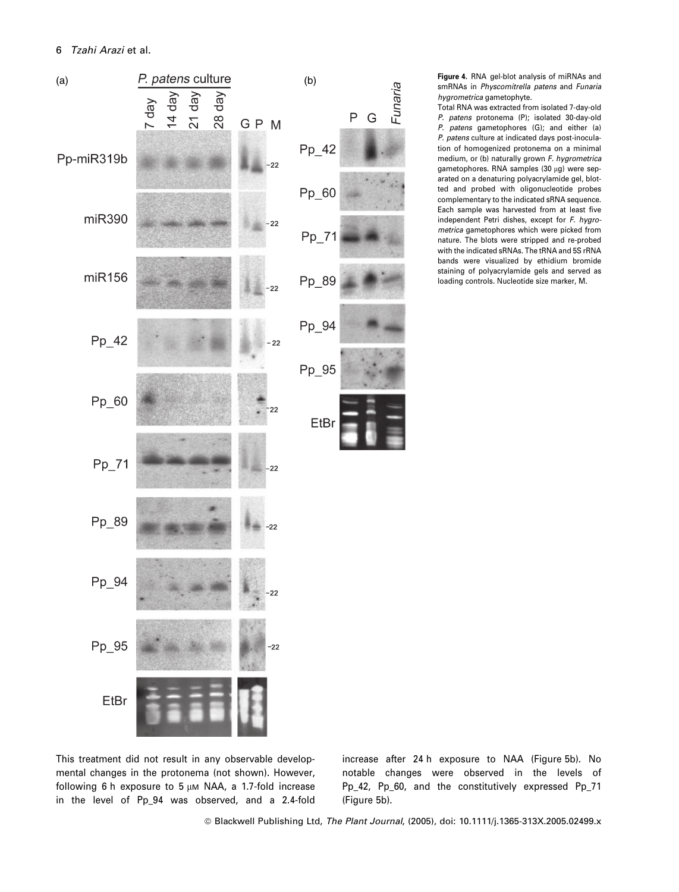**Figure 4.** RNA gel-blot analysis of miRNAs and smRNAs in *Physcomitrella patens* and *Funaria hygrometrica* gametophyte.

Total RNA was extracted from isolated 7-day-old *P. patens* protonema (P); isolated 30-day-old *P. patens* gametophores (G); and either (a) *P. patens* culture at indicated days post-inoculation of homogenized protonema on a minimal medium, or (b) naturally grown *F. hygrometrica* gametophores. RNA samples (30 μg) were separated on a denaturing polyacrylamide gel, blotted and probed with oligonucleotide probes complementary to the indicated sRNA sequence. Each sample was harvested from at least five independent Petri dishes, except for *F. hygrometrica* gametophores which were picked from nature. The blots were stripped and re-probed with the indicated sRNAs. The tRNA and 5S rRNA bands were visualized by ethidium bromide staining of polyacrylamide gels and served as loading controls. Nucleotide size marker, M.

This treatment did not result in any observable developmental changes in the protonema (not shown). However, following 6 h exposure to 5 μM NAA, a 1.7-fold increase in the level of Pp_94 was observed, and a 2.4-fold increase after 24 h exposure to NAA (Figure 5b). No notable changes were observed in the levels of Pp_42, Pp_60, and the constitutively expressed Pp_71 (Figure 5b).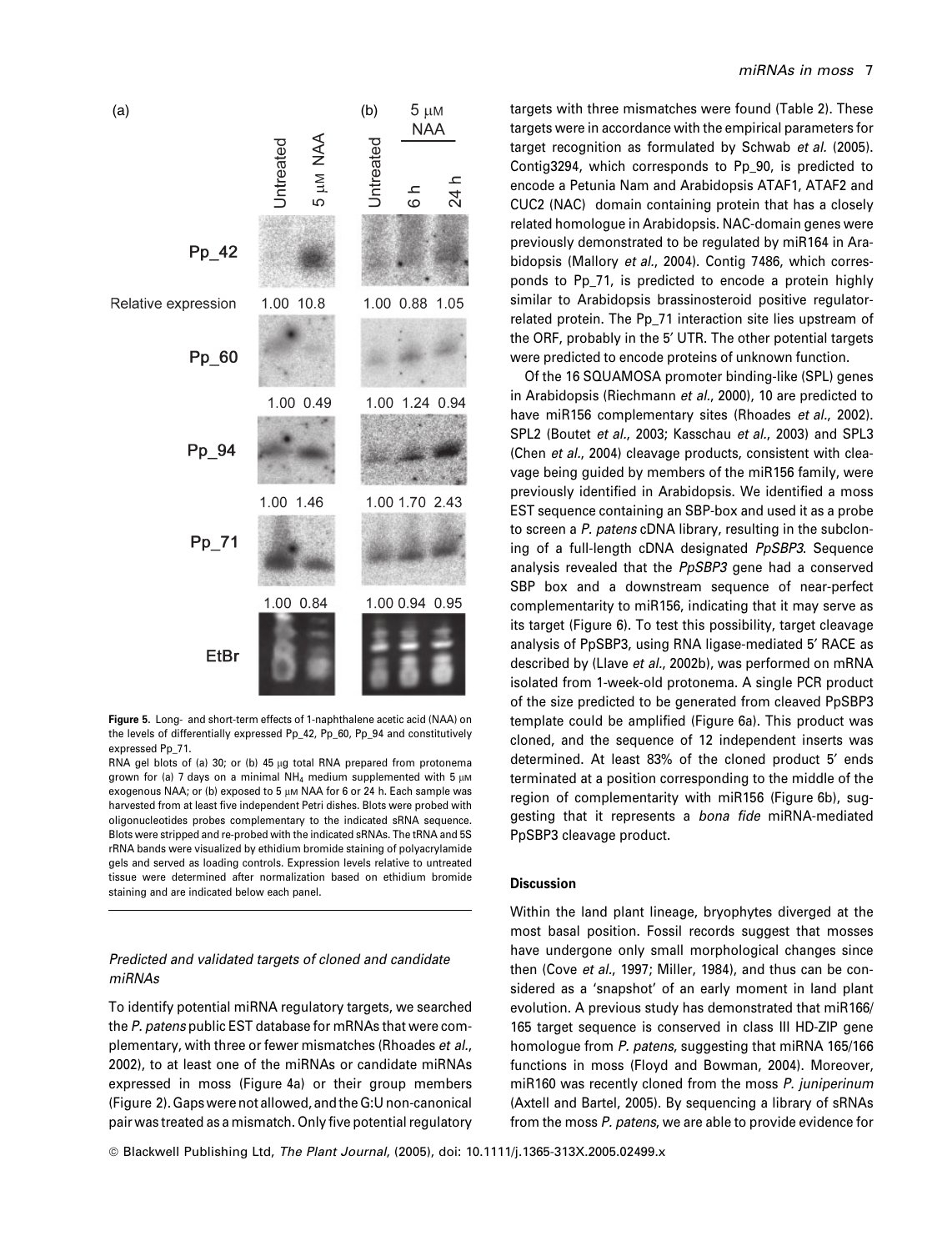**Figure 5.** Long- and short-term effects of 1-naphthalene acetic acid (NAA) on the levels of differentially expressed Pp_42, Pp_60, Pp_94 and constitutively expressed Pp_71.

RNA gel blots of (a) 30; or (b) 45 μg total RNA prepared from protonema grown for (a) 7 days on a minimal $NH_4$ medium supplemented with 5 μM exogenous NAA; or (b) exposed to 5 μM NAA for 6 or 24 h. Each sample was harvested from at least five independent Petri dishes. Blots were probed with oligonucleotides probes complementary to the indicated sRNA sequence. Blots were stripped and re-probed with the indicated sRNAs. The tRNA and 5S rRNA bands were visualized by ethidium bromide staining of polyacrylamide gels and served as loading controls. Expression levels relative to untreated tissue were determined after normalization based on ethidium bromide staining and are indicated below each panel.

### *Predicted and validated targets of cloned and candidate miRNAs*

To identify potential miRNA regulatory targets, we searched the *P. patens* public EST database for mRNAs that were complementary, with three or fewer mismatches (Rhoades *et al.*, 2002), to at least one of the miRNAs or candidate miRNAs expressed in moss (Figure 4a) or their group members (Figure 2). Gaps were not allowed, and the G:U non-canonical pair was treated as a mismatch. Only five potential regulatory targets with three mismatches were found (Table 2). These targets were in accordance with the empirical parameters for target recognition as formulated by Schwab *et al.* (2005). Contig3294, which corresponds to Pp_90, is predicted to encode a Petunia Nam and Arabidopsis ATAF1, ATAF2 and CUC2 (NAC) domain containing protein that has a closely related homologue in Arabidopsis. NAC-domain genes were previously demonstrated to be regulated by miR164 in Arabidopsis (Mallory *et al.*, 2004). Contig 7486, which corresponds to Pp_71, is predicted to encode a protein highly similar to Arabidopsis brassinosteroid positive regulator-related protein. The Pp_71 interaction site lies upstream of the ORF, probably in the 5′ UTR. The other potential targets were predicted to encode proteins of unknown function.

Of the 16 SQUAMOSA promoter binding-like (SPL) genes in Arabidopsis (Riechmann *et al.*, 2000), 10 are predicted to have miR156 complementary sites (Rhoades *et al.*, 2002). SPL2 (Boutet *et al.*, 2003; Kasschau *et al.*, 2003) and SPL3 (Chen *et al.*, 2004) cleavage products, consistent with cleavage being guided by members of the miR156 family, were previously identified in Arabidopsis. We identified a moss EST sequence containing an SBP-box and used it as a probe to screen a *P. patens* cDNA library, resulting in the subcloning of a full-length cDNA designated *PpSBP3*. Sequence analysis revealed that the *PpSBP3* gene had a conserved SBP box and a downstream sequence of near-perfect complementarity to miR156, indicating that it may serve as its target (Figure 6). To test this possibility, target cleavage analysis of PpSBP3, using RNA ligase-mediated 5′ RACE as described by (Llave *et al.*, 2002b), was performed on mRNA isolated from 1-week-old protonema. A single PCR product of the size predicted to be generated from cleaved PpSBP3 template could be amplified (Figure 6a). This product was cloned, and the sequence of 12 independent inserts was determined. At least 83% of the cloned product 5′ ends terminated at a position corresponding to the middle of the region of complementarity with miR156 (Figure 6b), suggesting that it represents a *bona fide* miRNA-mediated PpSBP3 cleavage product.

## Discussion

Within the land plant lineage, bryophytes diverged at the most basal position. Fossil records suggest that mosses have undergone only small morphological changes since then (Cove *et al.*, 1997; Miller, 1984), and thus can be considered as a 'snapshot' of an early moment in land plant evolution. A previous study has demonstrated that miR166/165 target sequence is conserved in class III HD-ZIP gene homologue from *P. patens*, suggesting that miRNA 165/166 functions in moss (Floyd and Bowman, 2004). Moreover, miR160 was recently cloned from the moss *P. juniperinum* (Axtell and Bartel, 2005). By sequencing a library of sRNAs from the moss *P. patens*, we are able to provide evidence for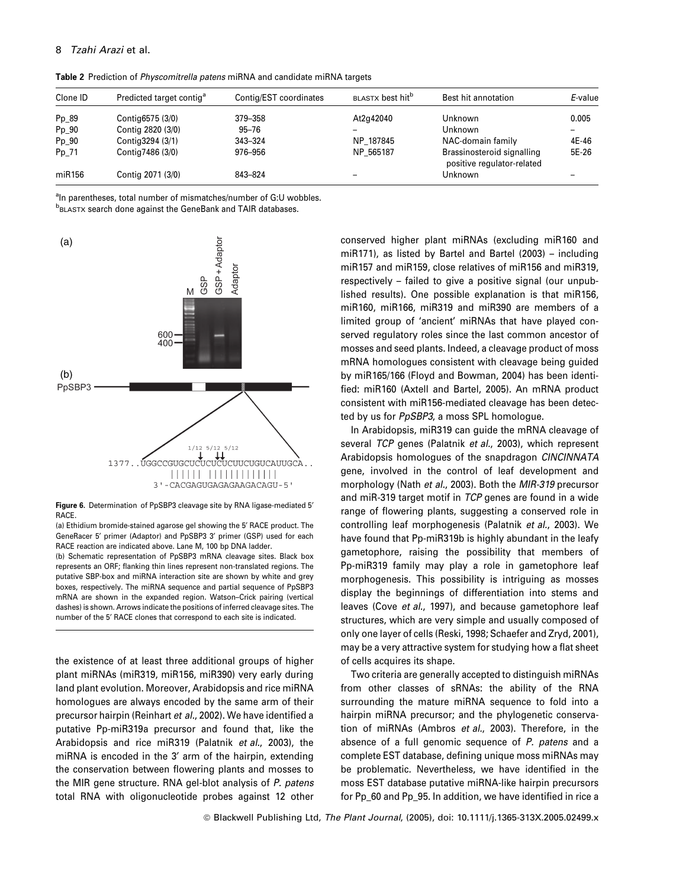**Table 2** Prediction of *Physcomitrella patens* miRNA and candidate miRNA targets

| Clone ID | Predicted target contig[a] | Contig/EST coordinates | BLASTX best hit[b] | Best hit annotation | *E*-value |
|---|---|---|---|---|---|
| Pp_89 | Contig6575 (3/0) | 379–358 | At2g42040 | Unknown | 0.005 |
| Pp_90 | Contig 2820 (3/0) | 95–76 | – | Unknown | – |
| Pp_90 | Contig3294 (3/1) | 343–324 | NP_187845 | NAC-domain family | 4E-46 |
| Pp_71 | Contig7486 (3/0) | 976–956 | NP_565187 | Brassinosteroid signalling positive regulator-related | 5E-26 |
| miR156 | Contig 2071 (3/0) | 843–824 | – | Unknown | – |

[a]In parentheses, total number of mismatches/number of G:U wobbles.
[b]BLASTX search done against the GeneBank and TAIR databases.

**Figure 6.** Determination of PpSBP3 cleavage site by RNA ligase-mediated 5′ RACE.
(a) Ethidium bromide-stained agarose gel showing the 5′ RACE product. The GeneRacer 5′ primer (Adaptor) and PpSBP3 3′ primer (GSP) used for each RACE reaction are indicated above. Lane M, 100 bp DNA ladder.
(b) Schematic representation of PpSBP3 mRNA cleavage sites. Black box represents an ORF; flanking thin lines represent non-translated regions. The putative SBP-box and miRNA interaction site are shown by white and grey boxes, respectively. The miRNA sequence and partial sequence of PpSBP3 mRNA are shown in the expanded region. Watson–Crick pairing (vertical dashes) is shown. Arrows indicate the positions of inferred cleavage sites. The number of the 5′ RACE clones that correspond to each site is indicated.

the existence of at least three additional groups of higher plant miRNAs (miR319, miR156, miR390) very early during land plant evolution. Moreover, Arabidopsis and rice miRNA homologues are always encoded by the same arm of their precursor hairpin (Reinhart *et al.*, 2002). We have identified a putative Pp-miR319a precursor and found that, like the Arabidopsis and rice miR319 (Palatnik *et al.*, 2003), the miRNA is encoded in the 3′ arm of the hairpin, extending the conservation between flowering plants and mosses to the MIR gene structure. RNA gel-blot analysis of *P. patens* total RNA with oligonucleotide probes against 12 other conserved higher plant miRNAs (excluding miR160 and miR171), as listed by Bartel and Bartel (2003) – including miR157 and miR159, close relatives of miR156 and miR319, respectively – failed to give a positive signal (our unpublished results). One possible explanation is that miR156, miR160, miR166, miR319 and miR390 are members of a limited group of 'ancient' miRNAs that have played conserved regulatory roles since the last common ancestor of mosses and seed plants. Indeed, a cleavage product of moss mRNA homologues consistent with cleavage being guided by miR165/166 (Floyd and Bowman, 2004) has been identified: miR160 (Axtell and Bartel, 2005). An mRNA product consistent with miR156-mediated cleavage has been detected by us for *PpSBP3*, a moss SPL homologue.

In Arabidopsis, miR319 can guide the mRNA cleavage of several *TCP* genes (Palatnik *et al.*, 2003), which represent Arabidopsis homologues of the snapdragon *CINCINNATA* gene, involved in the control of leaf development and morphology (Nath *et al.*, 2003). Both the *MIR-319* precursor and miR-319 target motif in *TCP* genes are found in a wide range of flowering plants, suggesting a conserved role in controlling leaf morphogenesis (Palatnik *et al.*, 2003). We have found that Pp-miR319b is highly abundant in the leafy gametophore, raising the possibility that members of Pp-miR319 family may play a role in gametophore leaf morphogenesis. This possibility is intriguing as mosses display the beginnings of differentiation into stems and leaves (Cove *et al.*, 1997), and because gametophore leaf structures, which are very simple and usually composed of only one layer of cells (Reski, 1998; Schaefer and Zryd, 2001), may be a very attractive system for studying how a flat sheet of cells acquires its shape.

Two criteria are generally accepted to distinguish miRNAs from other classes of sRNAs: the ability of the RNA surrounding the mature miRNA sequence to fold into a hairpin miRNA precursor; and the phylogenetic conservation of miRNAs (Ambros *et al.*, 2003). Therefore, in the absence of a full genomic sequence of *P. patens* and a complete EST database, defining unique moss miRNAs may be problematic. Nevertheless, we have identified in the moss EST database putative miRNA-like hairpin precursors for Pp_60 and Pp_95. In addition, we have identified in rice a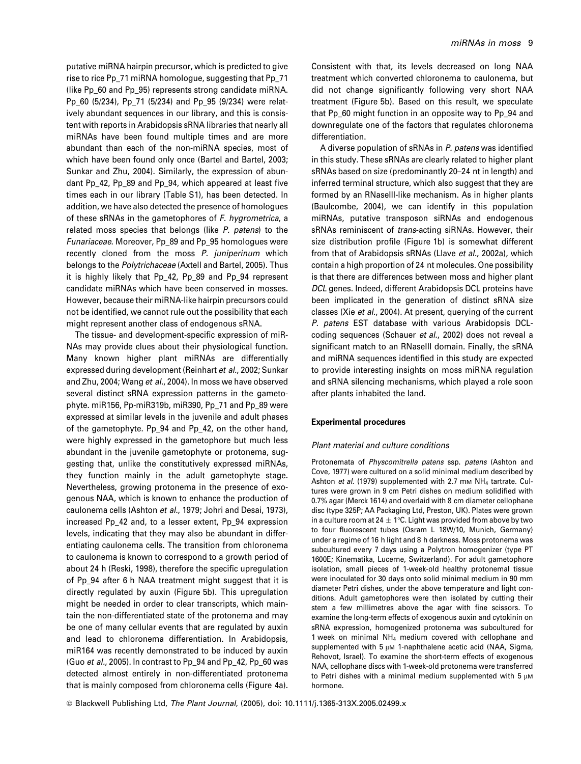putative miRNA hairpin precursor, which is predicted to give rise to rice Pp_71 miRNA homologue, suggesting that Pp_71 (like Pp_60 and Pp_95) represents strong candidate miRNA. Pp_60 (5/234), Pp_71 (5/234) and Pp_95 (9/234) were relatively abundant sequences in our library, and this is consistent with reports in Arabidopsis sRNA libraries that nearly all miRNAs have been found multiple times and are more abundant than each of the non-miRNA species, most of which have been found only once (Bartel and Bartel, 2003; Sunkar and Zhu, 2004). Similarly, the expression of abundant Pp_42, Pp_89 and Pp_94, which appeared at least five times each in our library (Table S1), has been detected. In addition, we have also detected the presence of homologues of these sRNAs in the gametophores of *F. hygrometrica*, a related moss species that belongs (like *P. patens*) to the *Funariaceae*. Moreover, Pp_89 and Pp_95 homologues were recently cloned from the moss *P. juniperinum* which belongs to the *Polytrichaceae* (Axtell and Bartel, 2005). Thus it is highly likely that Pp_42, Pp_89 and Pp_94 represent candidate miRNAs which have been conserved in mosses. However, because their miRNA-like hairpin precursors could not be identified, we cannot rule out the possibility that each might represent another class of endogenous sRNA.

The tissue- and development-specific expression of miRNAs may provide clues about their physiological function. Many known higher plant miRNAs are differentially expressed during development (Reinhart *et al.*, 2002; Sunkar and Zhu, 2004; Wang *et al.*, 2004). In moss we have observed several distinct sRNA expression patterns in the gametophyte. miR156, Pp-miR319b, miR390, Pp_71 and Pp_89 were expressed at similar levels in the juvenile and adult phases of the gametophyte. Pp_94 and Pp_42, on the other hand, were highly expressed in the gametophore but much less abundant in the juvenile gametophyte or protonema, suggesting that, unlike the constitutively expressed miRNAs, they function mainly in the adult gametophyte stage. Nevertheless, growing protonema in the presence of exogenous NAA, which is known to enhance the production of caulonema cells (Ashton *et al.*, 1979; Johri and Desai, 1973), increased Pp_42 and, to a lesser extent, Pp_94 expression levels, indicating that they may also be abundant in differentiating caulonema cells. The transition from chloronema to caulonema is known to correspond to a growth period of about 24 h (Reski, 1998), therefore the specific upregulation of Pp_94 after 6 h NAA treatment might suggest that it is directly regulated by auxin (Figure 5b). This upregulation might be needed in order to clear transcripts, which maintain the non-differentiated state of the protonema and may be one of many cellular events that are regulated by auxin and lead to chloronema differentiation. In Arabidopsis, miR164 was recently demonstrated to be induced by auxin (Guo *et al.*, 2005). In contrast to Pp_94 and Pp_42, Pp_60 was detected almost entirely in non-differentiated protonema that is mainly composed from chloronema cells (Figure 4a). Consistent with that, its levels decreased on long NAA treatment which converted chloronema to caulonema, but did not change significantly following very short NAA treatment (Figure 5b). Based on this result, we speculate that Pp_60 might function in an opposite way to Pp_94 and downregulate one of the factors that regulates chloronema differentiation.

A diverse population of sRNAs in *P. patens* was identified in this study. These sRNAs are clearly related to higher plant sRNAs based on size (predominantly 20–24 nt in length) and inferred terminal structure, which also suggest that they are formed by an RNaseIII-like mechanism. As in higher plants (Baulcombe, 2004), we can identify in this population miRNAs, putative transposon siRNAs and endogenous sRNAs reminiscent of *trans*-acting siRNAs. However, their size distribution profile (Figure 1b) is somewhat different from that of Arabidopsis sRNAs (Llave *et al.*, 2002a), which contain a high proportion of 24 nt molecules. One possibility is that there are differences between moss and higher plant *DCL* genes. Indeed, different Arabidopsis DCL proteins have been implicated in the generation of distinct sRNA size classes (Xie *et al.*, 2004). At present, querying of the current *P. patens* EST database with various Arabidopsis DCL-coding sequences (Schauer *et al.*, 2002) does not reveal a significant match to an RNaseIII domain. Finally, the sRNA and miRNA sequences identified in this study are expected to provide interesting insights on moss miRNA regulation and sRNA silencing mechanisms, which played a role soon after plants inhabited the land.

## Experimental procedures

### Plant material and culture conditions

Protonemata of *Physcomitrella patens* ssp. *patens* (Ashton and Cove, 1977) were cultured on a solid minimal medium described by Ashton *et al.* (1979) supplemented with 2.7 mM $NH_4$ tartrate. Cultures were grown in 9 cm Petri dishes on medium solidified with 0.7% agar (Merck 1614) and overlaid with 8 cm diameter cellophane disc (type 325P; AA Packaging Ltd, Preston, UK). Plates were grown in a culture room at 24 ± 1°C. Light was provided from above by two to four fluorescent tubes (Osram L 18W/10, Munich, Germany) under a regime of 16 h light and 8 h darkness. Moss protonema was subcultured every 7 days using a Polytron homogenizer (type PT 1600E; Kinematika, Lucerne, Switzerland). For adult gametophore isolation, small pieces of 1-week-old healthy protonemal tissue were inoculated for 30 days onto solid minimal medium in 90 mm diameter Petri dishes, under the above temperature and light conditions. Adult gametophores were then isolated by cutting their stem a few millimetres above the agar with fine scissors. To examine the long-term effects of exogenous auxin and cytokinin on sRNA expression, homogenized protonema was subcultured for 1 week on minimal $NH_4$ medium covered with cellophane and supplemented with 5 μM 1-naphthalene acetic acid (NAA, Sigma, Rehovot, Israel). To examine the short-term effects of exogenous NAA, cellophane discs with 1-week-old protonema were transferred to Petri dishes with a minimal medium supplemented with 5 μM hormone.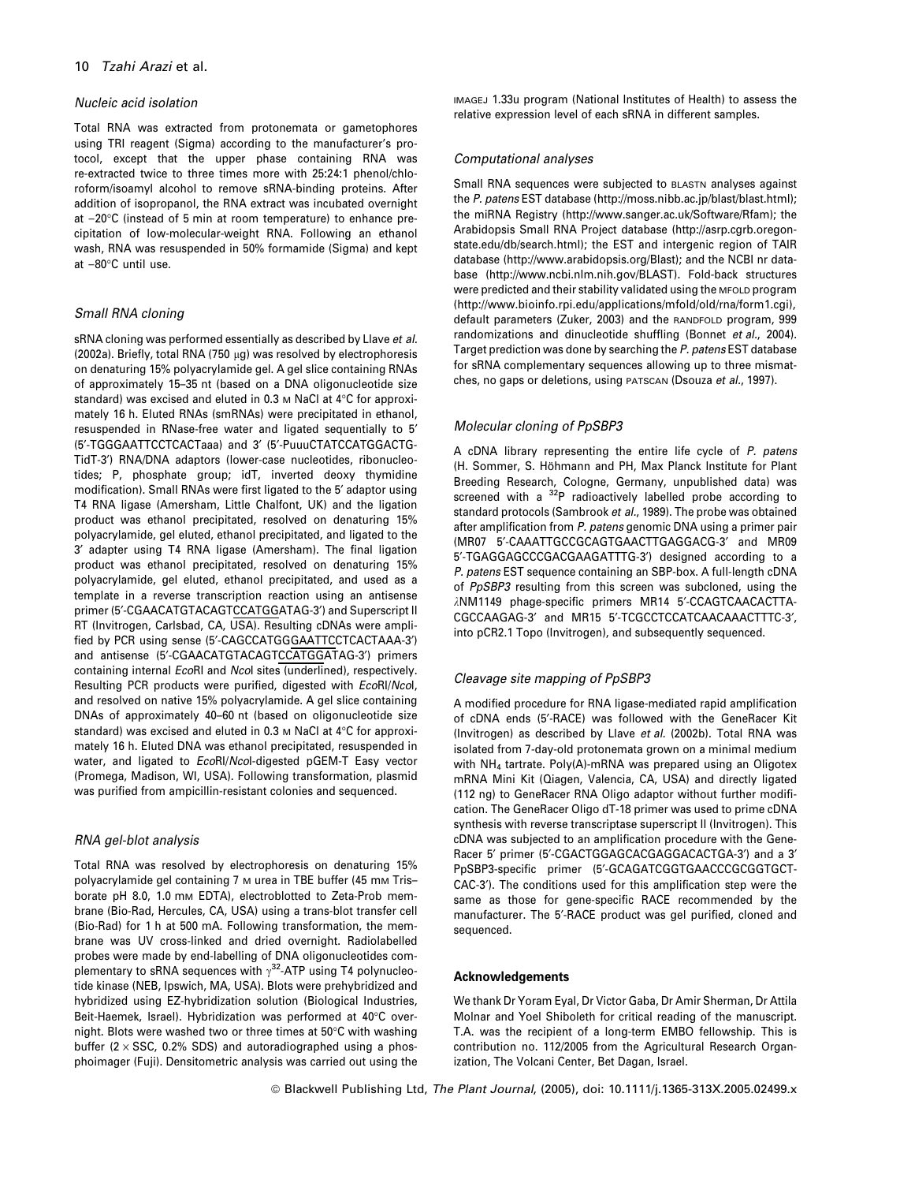### Nucleic acid isolation

Total RNA was extracted from protonemata or gametophores using TRI reagent (Sigma) according to the manufacturer's protocol, except that the upper phase containing RNA was re-extracted twice to three times more with 25:24:1 phenol/chloroform/isoamyl alcohol to remove sRNA-binding proteins. After addition of isopropanol, the RNA extract was incubated overnight at −20°C (instead of 5 min at room temperature) to enhance precipitation of low-molecular-weight RNA. Following an ethanol wash, RNA was resuspended in 50% formamide (Sigma) and kept at −80°C until use.

### Small RNA cloning

sRNA cloning was performed essentially as described by Llave *et al.* (2002a). Briefly, total RNA (750 μg) was resolved by electrophoresis on denaturing 15% polyacrylamide gel. A gel slice containing RNAs of approximately 15–35 nt (based on a DNA oligonucleotide size standard) was excised and eluted in 0.3 M NaCl at 4°C for approximately 16 h. Eluted RNAs (smRNAs) were precipitated in ethanol, resuspended in RNase-free water and ligated sequentially to 5′ (5′-TGGGAATTCCTCACTaaa) and 3′ (5′-PuuuCTATCCATGGACTG-TidT-3′) RNA/DNA adaptors (lower-case nucleotides, ribonucleotides; P, phosphate group; idT, inverted deoxy thymidine modification). Small RNAs were first ligated to the 5′ adaptor using T4 RNA ligase (Amersham, Little Chalfont, UK) and the ligation product was ethanol precipitated, resolved on denaturing 15% polyacrylamide, gel eluted, ethanol precipitated, and ligated to the 3′ adapter using T4 RNA ligase (Amersham). The final ligation product was ethanol precipitated, resolved on denaturing 15% polyacrylamide, gel eluted, ethanol precipitated, and used as a template in a reverse transcription reaction using an antisense primer (5′-CGAACATGTACAGTCCATGGATAG-3′) and Superscript II RT (Invitrogen, Carlsbad, CA, USA). Resulting cDNAs were amplified by PCR using sense (5′-CAGCCATGGGAATTCCTCACTAAA-3′) and antisense (5′-CGAACATGTACAGTCCATGGATAG-3′) primers containing internal *Eco*RI and *Nco*I sites (underlined), respectively. Resulting PCR products were purified, digested with *Eco*RI/*Nco*I, and resolved on native 15% polyacrylamide. A gel slice containing DNAs of approximately 40–60 nt (based on oligonucleotide size standard) was excised and eluted in 0.3 M NaCl at 4°C for approximately 16 h. Eluted DNA was ethanol precipitated, resuspended in water, and ligated to *Eco*RI/*Nco*I-digested pGEM-T Easy vector (Promega, Madison, WI, USA). Following transformation, plasmid was purified from ampicillin-resistant colonies and sequenced.

### RNA gel-blot analysis

Total RNA was resolved by electrophoresis on denaturing 15% polyacrylamide gel containing 7 M urea in TBE buffer (45 mM Tris–borate pH 8.0, 1.0 mM EDTA), electroblotted to Zeta-Prob membrane (Bio-Rad, Hercules, CA, USA) using a trans-blot transfer cell (Bio-Rad) for 1 h at 500 mA. Following transformation, the membrane was UV cross-linked and dried overnight. Radiolabelled probes were made by end-labelling of DNA oligonucleotides complementary to sRNA sequences with $\gamma^{32}$-ATP using T4 polynucleotide kinase (NEB, Ipswich, MA, USA). Blots were prehybridized and hybridized using EZ-hybridization solution (Biological Industries, Beit-Haemek, Israel). Hybridization was performed at 40°C overnight. Blots were washed two or three times at 50°C with washing buffer (2 × SSC, 0.2% SDS) and autoradiographed using a phosphoimager (Fuji). Densitometric analysis was carried out using the IMAGEJ 1.33u program (National Institutes of Health) to assess the relative expression level of each sRNA in different samples.

### Computational analyses

Small RNA sequences were subjected to BLASTN analyses against the *P. patens* EST database (http://moss.nibb.ac.jp/blast/blast.html); the miRNA Registry (http://www.sanger.ac.uk/Software/Rfam); the Arabidopsis Small RNA Project database (http://asrp.cgrb.oregonstate.edu/db/search.html); the EST and intergenic region of TAIR database (http://www.arabidopsis.org/Blast); and the NCBI nr database (http://www.ncbi.nlm.nih.gov/BLAST). Fold-back structures were predicted and their stability validated using the MFOLD program (http://www.bioinfo.rpi.edu/applications/mfold/old/rna/form1.cgi), default parameters (Zuker, 2003) and the RANDFOLD program, 999 randomizations and dinucleotide shuffling (Bonnet *et al.*, 2004). Target prediction was done by searching the *P. patens* EST database for sRNA complementary sequences allowing up to three mismatches, no gaps or deletions, using PATSCAN (Dsouza *et al.*, 1997).

### Molecular cloning of PpSBP3

A cDNA library representing the entire life cycle of *P. patens* (H. Sommer, S. Höhmann and PH, Max Planck Institute for Plant Breeding Research, Cologne, Germany, unpublished data) was screened with a $^{32}$P radioactively labelled probe according to standard protocols (Sambrook *et al.*, 1989). The probe was obtained after amplification from *P. patens* genomic DNA using a primer pair (MR07 5′-CAAATTGCCGCAGTGAACTTGAGGACG-3′ and MR09 5′-TGAGGAGCCCGACGAAGATTTG-3′) designed according to a *P. patens* EST sequence containing an SBP-box. A full-length cDNA of *PpSBP3* resulting from this screen was subcloned, using the λNM1149 phage-specific primers MR14 5′-CCAGTCAACACTTA-CGCCAAGAG-3′ and MR15 5′-TCGCCTCCATCAACAAACTTTC-3′, into pCR2.1 Topo (Invitrogen), and subsequently sequenced.

### Cleavage site mapping of PpSBP3

A modified procedure for RNA ligase-mediated rapid amplification of cDNA ends (5′-RACE) was followed with the GeneRacer Kit (Invitrogen) as described by Llave *et al.* (2002b). Total RNA was isolated from 7-day-old protonemata grown on a minimal medium with $NH_4$ tartrate. Poly(A)-mRNA was prepared using an Oligotex mRNA Mini Kit (Qiagen, Valencia, CA, USA) and directly ligated (112 ng) to GeneRacer RNA Oligo adaptor without further modification. The GeneRacer Oligo dT-18 primer was used to prime cDNA synthesis with reverse transcriptase superscript II (Invitrogen). This cDNA was subjected to an amplification procedure with the GeneRacer 5′ primer (5′-CGACTGGAGCACGAGGACACTGA-3′) and a 3′ PpSBP3-specific primer (5′-GCAGATCGGTGAACCCGCGGTGCT-CAC-3′). The conditions used for this amplification step were the same as those for gene-specific RACE recommended by the manufacturer. The 5′-RACE product was gel purified, cloned and sequenced.

## Acknowledgements

We thank Dr Yoram Eyal, Dr Victor Gaba, Dr Amir Sherman, Dr Attila Molnar and Yoel Shiboleth for critical reading of the manuscript. T.A. was the recipient of a long-term EMBO fellowship. This is contribution no. 112/2005 from the Agricultural Research Organization, The Volcani Center, Bet Dagan, Israel.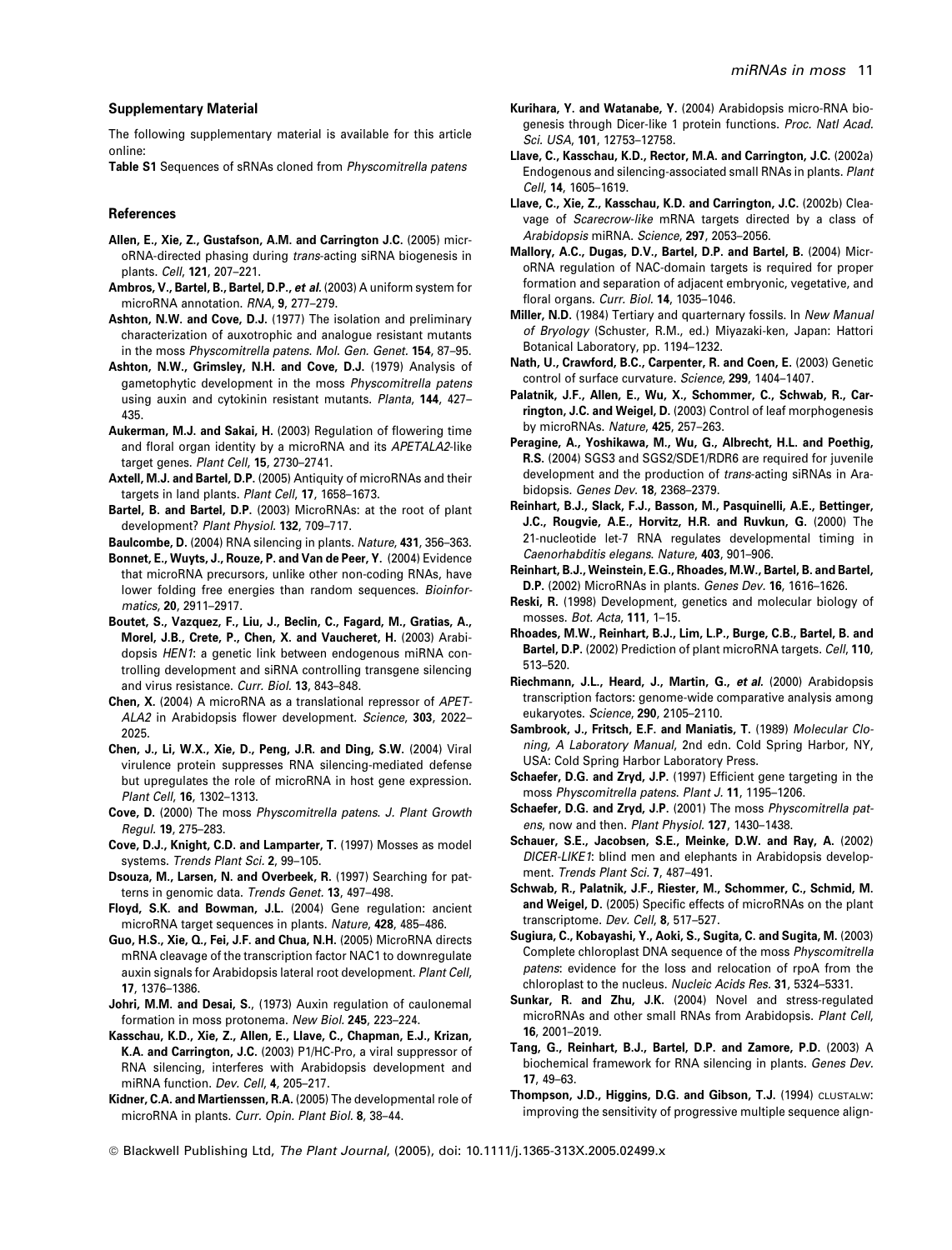## Supplementary Material

The following supplementary material is available for this article online:

**Table S1** Sequences of sRNAs cloned from *Physcomitrella patens*

## References

**Allen, E., Xie, Z., Gustafson, A.M. and Carrington J.C.** (2005) microRNA-directed phasing during *trans*-acting siRNA biogenesis in plants. *Cell*, **121**, 207–221.

**Ambros, V., Bartel, B., Bartel, D.P., *et al.*** (2003) A uniform system for microRNA annotation. *RNA*, **9**, 277–279.

**Ashton, N.W. and Cove, D.J.** (1977) The isolation and preliminary characterization of auxotrophic and analogue resistant mutants in the moss *Physcomitrella patens*. *Mol. Gen. Genet.* **154**, 87–95.

**Ashton, N.W., Grimsley, N.H. and Cove, D.J.** (1979) Analysis of gametophytic development in the moss *Physcomitrella patens* using auxin and cytokinin resistant mutants. *Planta*, **144**, 427–435.

**Aukerman, M.J. and Sakai, H.** (2003) Regulation of flowering time and floral organ identity by a microRNA and its *APETALA2*-like target genes. *Plant Cell*, **15**, 2730–2741.

**Axtell, M.J. and Bartel, D.P.** (2005) Antiquity of microRNAs and their targets in land plants. *Plant Cell*, **17**, 1658–1673.

**Bartel, B. and Bartel, D.P.** (2003) MicroRNAs: at the root of plant development? *Plant Physiol.* **132**, 709–717.

**Baulcombe, D.** (2004) RNA silencing in plants. *Nature*, **431**, 356–363.

**Bonnet, E., Wuyts, J., Rouze, P. and Van de Peer, Y.** (2004) Evidence that microRNA precursors, unlike other non-coding RNAs, have lower folding free energies than random sequences. *Bioinformatics*, **20**, 2911–2917.

**Boutet, S., Vazquez, F., Liu, J., Beclin, C., Fagard, M., Gratias, A., Morel, J.B., Crete, P., Chen, X. and Vaucheret, H.** (2003) Arabidopsis *HEN1*: a genetic link between endogenous miRNA controlling development and siRNA controlling transgene silencing and virus resistance. *Curr. Biol.* **13**, 843–848.

**Chen, X.** (2004) A microRNA as a translational repressor of *APETALA2* in Arabidopsis flower development. *Science*, **303**, 2022–2025.

**Chen, J., Li, W.X., Xie, D., Peng, J.R. and Ding, S.W.** (2004) Viral virulence protein suppresses RNA silencing-mediated defense but upregulates the role of microRNA in host gene expression. *Plant Cell*, **16**, 1302–1313.

**Cove, D.** (2000) The moss *Physcomitrella patens*. *J. Plant Growth Regul.* **19**, 275–283.

**Cove, D.J., Knight, C.D. and Lamparter, T.** (1997) Mosses as model systems. *Trends Plant Sci.* **2**, 99–105.

**Dsouza, M., Larsen, N. and Overbeek, R.** (1997) Searching for patterns in genomic data. *Trends Genet.* **13**, 497–498.

**Floyd, S.K. and Bowman, J.L.** (2004) Gene regulation: ancient microRNA target sequences in plants. *Nature*, **428**, 485–486.

**Guo, H.S., Xie, Q., Fei, J.F. and Chua, N.H.** (2005) MicroRNA directs mRNA cleavage of the transcription factor NAC1 to downregulate auxin signals for Arabidopsis lateral root development. *Plant Cell*, **17**, 1376–1386.

**Johri, M.M. and Desai, S.**, (1973) Auxin regulation of caulonemal formation in moss protonema. *New Biol.* **245**, 223–224.

**Kasschau, K.D., Xie, Z., Allen, E., Llave, C., Chapman, E.J., Krizan, K.A. and Carrington, J.C.** (2003) P1/HC-Pro, a viral suppressor of RNA silencing, interferes with Arabidopsis development and miRNA function. *Dev. Cell*, **4**, 205–217.

**Kidner, C.A. and Martienssen, R.A.** (2005) The developmental role of microRNA in plants. *Curr. Opin. Plant Biol.* **8**, 38–44.

**Kurihara, Y. and Watanabe, Y.** (2004) Arabidopsis micro-RNA biogenesis through Dicer-like 1 protein functions. *Proc. Natl Acad. Sci. USA*, **101**, 12753–12758.

**Llave, C., Kasschau, K.D., Rector, M.A. and Carrington, J.C.** (2002a) Endogenous and silencing-associated small RNAs in plants. *Plant Cell*, **14**, 1605–1619.

**Llave, C., Xie, Z., Kasschau, K.D. and Carrington, J.C.** (2002b) Cleavage of *Scarecrow-like* mRNA targets directed by a class of *Arabidopsis* miRNA. *Science*, **297**, 2053–2056.

**Mallory, A.C., Dugas, D.V., Bartel, D.P. and Bartel, B.** (2004) MicroRNA regulation of NAC-domain targets is required for proper formation and separation of adjacent embryonic, vegetative, and floral organs. *Curr. Biol.* **14**, 1035–1046.

**Miller, N.D.** (1984) Tertiary and quarternary fossils. In *New Manual of Bryology* (Schuster, R.M., ed.) Miyazaki-ken, Japan: Hattori Botanical Laboratory, pp. 1194–1232.

**Nath, U., Crawford, B.C., Carpenter, R. and Coen, E.** (2003) Genetic control of surface curvature. *Science*, **299**, 1404–1407.

**Palatnik, J.F., Allen, E., Wu, X., Schommer, C., Schwab, R., Carrington, J.C. and Weigel, D.** (2003) Control of leaf morphogenesis by microRNAs. *Nature*, **425**, 257–263.

**Peragine, A., Yoshikawa, M., Wu, G., Albrecht, H.L. and Poethig, R.S.** (2004) SGS3 and SGS2/SDE1/RDR6 are required for juvenile development and the production of *trans*-acting siRNAs in Arabidopsis. *Genes Dev.* **18**, 2368–2379.

**Reinhart, B.J., Slack, F.J., Basson, M., Pasquinelli, A.E., Bettinger, J.C., Rougvie, A.E., Horvitz, H.R. and Ruvkun, G.** (2000) The 21-nucleotide let-7 RNA regulates developmental timing in *Caenorhabditis elegans*. *Nature*, **403**, 901–906.

**Reinhart, B.J., Weinstein, E.G., Rhoades, M.W., Bartel, B. and Bartel, D.P.** (2002) MicroRNAs in plants. *Genes Dev.* **16**, 1616–1626.

**Reski, R.** (1998) Development, genetics and molecular biology of mosses. *Bot. Acta*, **111**, 1–15.

**Rhoades, M.W., Reinhart, B.J., Lim, L.P., Burge, C.B., Bartel, B. and Bartel, D.P.** (2002) Prediction of plant microRNA targets. *Cell*, **110**, 513–520.

**Riechmann, J.L., Heard, J., Martin, G., *et al.*** (2000) Arabidopsis transcription factors: genome-wide comparative analysis among eukaryotes. *Science*, **290**, 2105–2110.

**Sambrook, J., Fritsch, E.F. and Maniatis, T.** (1989) *Molecular Cloning, A Laboratory Manual*, 2nd edn. Cold Spring Harbor, NY, USA: Cold Spring Harbor Laboratory Press.

**Schaefer, D.G. and Zryd, J.P.** (1997) Efficient gene targeting in the moss *Physcomitrella patens*. *Plant J.* **11**, 1195–1206.

**Schaefer, D.G. and Zryd, J.P.** (2001) The moss *Physcomitrella patens*, now and then. *Plant Physiol.* **127**, 1430–1438.

**Schauer, S.E., Jacobsen, S.E., Meinke, D.W. and Ray, A.** (2002) *DICER-LIKE1*: blind men and elephants in Arabidopsis development. *Trends Plant Sci.* **7**, 487–491.

**Schwab, R., Palatnik, J.F., Riester, M., Schommer, C., Schmid, M. and Weigel, D.** (2005) Specific effects of microRNAs on the plant transcriptome. *Dev. Cell*, **8**, 517–527.

**Sugiura, C., Kobayashi, Y., Aoki, S., Sugita, C. and Sugita, M.** (2003) Complete chloroplast DNA sequence of the moss *Physcomitrella patens*: evidence for the loss and relocation of rpoA from the chloroplast to the nucleus. *Nucleic Acids Res.* **31**, 5324–5331.

**Sunkar, R. and Zhu, J.K.** (2004) Novel and stress-regulated microRNAs and other small RNAs from Arabidopsis. *Plant Cell*, **16**, 2001–2019.

**Tang, G., Reinhart, B.J., Bartel, D.P. and Zamore, P.D.** (2003) A biochemical framework for RNA silencing in plants. *Genes Dev.* **17**, 49–63.

**Thompson, J.D., Higgins, D.G. and Gibson, T.J.** (1994) CLUSTALW: improving the sensitivity of progressive multiple sequence align-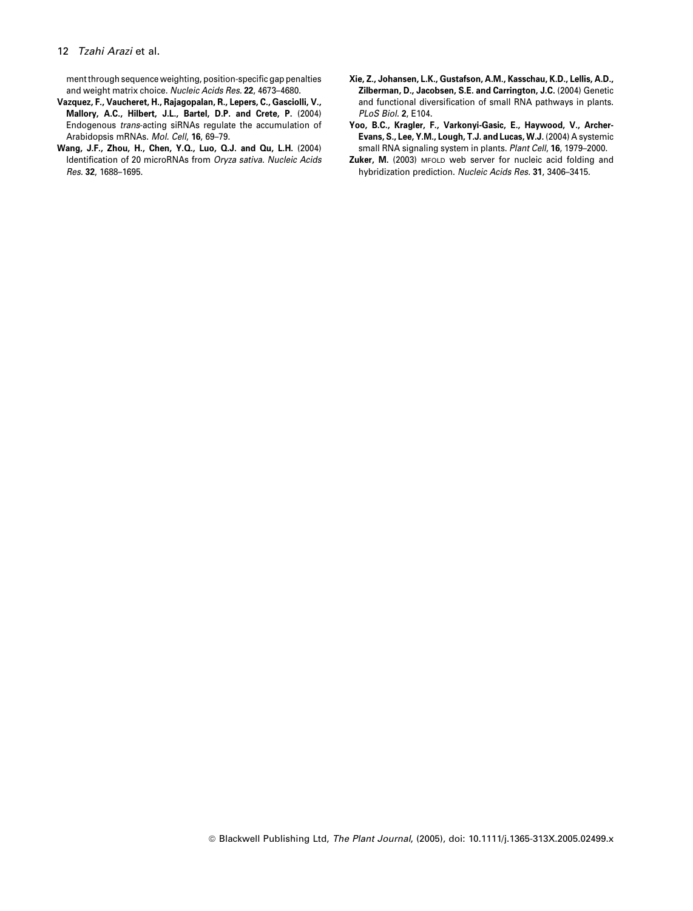ment through sequence weighting, position-specific gap penalties and weight matrix choice. *Nucleic Acids Res.* **22**, 4673–4680.

**Vazquez, F., Vaucheret, H., Rajagopalan, R., Lepers, C., Gasciolli, V., Mallory, A.C., Hilbert, J.L., Bartel, D.P. and Crete, P.** (2004) Endogenous *trans*-acting siRNAs regulate the accumulation of Arabidopsis mRNAs. *Mol. Cell*, **16**, 69–79.

**Wang, J.F., Zhou, H., Chen, Y.Q., Luo, Q.J. and Qu, L.H.** (2004) Identification of 20 microRNAs from *Oryza sativa*. *Nucleic Acids Res.* **32**, 1688–1695.

**Xie, Z., Johansen, L.K., Gustafson, A.M., Kasschau, K.D., Lellis, A.D., Zilberman, D., Jacobsen, S.E. and Carrington, J.C.** (2004) Genetic and functional diversification of small RNA pathways in plants. *PLoS Biol.* **2**, E104.

**Yoo, B.C., Kragler, F., Varkonyi-Gasic, E., Haywood, V., Archer-Evans, S., Lee, Y.M., Lough, T.J. and Lucas, W.J.** (2004) A systemic small RNA signaling system in plants. *Plant Cell*, **16**, 1979–2000.

**Zuker, M.** (2003) MFOLD web server for nucleic acid folding and hybridization prediction. *Nucleic Acids Res.* **31**, 3406–3415.